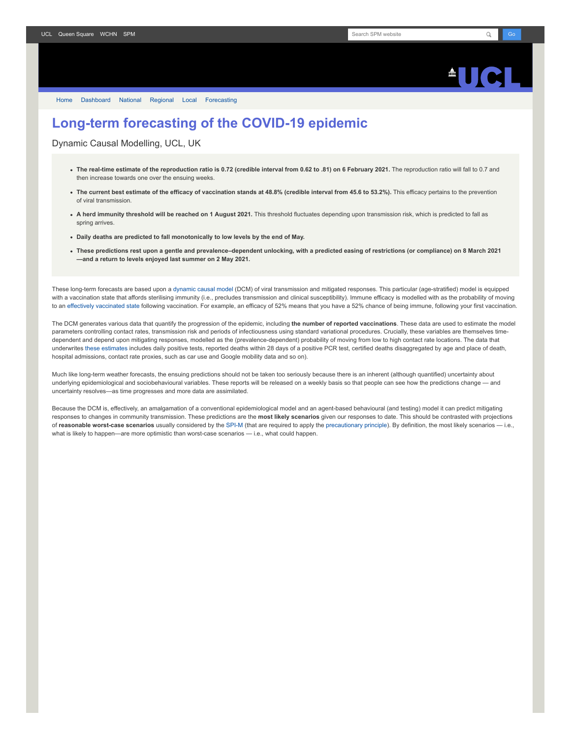# Long-term forecasting of the COVID-19 epidemic

## Dynamic Causal Modelling, UCL, UK

- **The real-time estimate of the reproduction ratio is 0.72 (credible interval from 0.62 to .81) on 6 February 2021.** The reproduction ratio will fall to 0.7 and then increase towards one over the ensuing weeks.
- **The current best estimate of the efficacy of vaccination stands at 48.8% (credible interval from 45.6 to 53.2%).** This efficacy pertains to the prevention of viral transmission.
- **A herd immunity threshold will be reached on 1 August 2021.** This threshold fluctuates depending upon transmission risk, which is predicted to fall as spring arrives.
- **Daily deaths are predicted to fall monotonically to low levels by the end of May.**
- **These predictions rest upon a gentle and prevalence–dependent unlocking, with a predicted easing of restrictions (or compliance) on 8 March 2021—and a return to levels enjoyed last summer on 2 May 2021.**

These long-term forecasts are based upon a dynamic causal model (DCM) of viral transmission and mitigated responses. This particular (age-stratified) model is equipped with a vaccination state that affords sterilising immunity (i.e., precludes transmission and clinical susceptibility). Immune efficacy is modelled with as the probability of moving to an effectively vaccinated state following vaccination. For example, an efficacy of 52% means that you have a 52% chance of being immune, following your first vaccination.

The DCM generates various data that quantify the progression of the epidemic, including **the number of reported vaccinations**. These data are used to estimate the model parameters controlling contact rates, transmission risk and periods of infectiousness using standard variational procedures. Crucially, these variables are themselves time-dependent and depend upon mitigating responses, modelled as the (prevalence-dependent) probability of moving from low to high contact rate locations. The data that underwrites these estimates includes daily positive tests, reported deaths within 28 days of a positive PCR test, certified deaths disaggregated by age and place of death, hospital admissions, contact rate proxies, such as car use and Google mobility data and so on).

Much like long-term weather forecasts, the ensuing predictions should not be taken too seriously because there is an inherent (although quantified) uncertainty about underlying epidemiological and sociobehavioural variables. These reports will be released on a weekly basis so that people can see how the predictions change — and uncertainty resolves—as time progresses and more data are assimilated.

Because the DCM is, effectively, an amalgamation of a conventional epidemiological model and an agent-based behavioural (and testing) model it can predict mitigating responses to changes in community transmission. These predictions are the **most likely scenarios** given our responses to date. This should be contrasted with projections of **reasonable worst-case scenarios** usually considered by the SPI-M (that are required to apply the precautionary principle). By definition, the most likely scenarios — i.e., what is likely to happen—are more optimistic than worst-case scenarios — i.e., what could happen.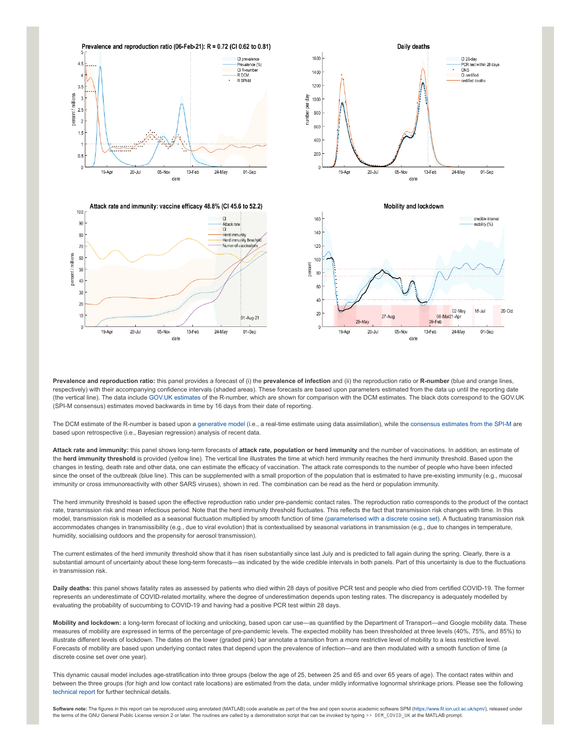**Prevalence and reproduction ratio:** this panel provides a forecast of (i) the **prevalence of infection** and (ii) the reproduction ratio or **R-number** (blue and orange lines, respectively) with their accompanying confidence intervals (shaded areas). These forecasts are based upon parameters estimated from the data up until the reporting date (the vertical line). The data include GOV.UK estimates of the R-number, which are shown for comparison with the DCM estimates. The black dots correspond to the GOV.UK (SPI-M consensus) estimates moved backwards in time by 16 days from their date of reporting.

The DCM estimate of the R-number is based upon a generative model (i.e., a real-time estimate using data assimilation), while the consensus estimates from the SPI-M are based upon retrospective (i.e., Bayesian regression) analysis of recent data.

**Attack rate and immunity:** this panel shows long-term forecasts of **attack rate, population or herd immunity** and the number of vaccinations. In addition, an estimate of the **herd immunity threshold** is provided (yellow line). The vertical line illustrates the time at which herd immunity reaches the herd immunity threshold. Based upon the changes in testing, death rate and other data, one can estimate the efficacy of vaccination. The attack rate corresponds to the number of people who have been infected since the onset of the outbreak (blue line). This can be supplemented with a small proportion of the population that is estimated to have pre-existing immunity (e.g., mucosal immunity or cross immunoreactivity with other SARS viruses), shown in red. The combination can be read as the herd or population immunity.

The herd immunity threshold is based upon the effective reproduction ratio under pre-pandemic contact rates. The reproduction ratio corresponds to the product of the contact rate, transmission risk and mean infectious period. Note that the herd immunity threshold fluctuates. This reflects the fact that transmission risk changes with time. In this model, transmission risk is modelled as a seasonal fluctuation multiplied by smooth function of time (parameterised with a discrete cosine set). A fluctuating transmission risk accommodates changes in transmissibility (e.g., due to viral evolution) that is contextualised by seasonal variations in transmission (e.g., due to changes in temperature, humidity, socialising outdoors and the propensity for aerosol transmission).

The current estimates of the herd immunity threshold show that it has risen substantially since last July and is predicted to fall again during the spring. Clearly, there is a substantial amount of uncertainty about these long-term forecasts—as indicated by the wide credible intervals in both panels. Part of this uncertainty is due to the fluctuations in transmission risk.

**Daily deaths:** this panel shows fatality rates as assessed by patients who died within 28 days of positive PCR test and people who died from certified COVID-19. The former represents an underestimate of COVID-related mortality, where the degree of underestimation depends upon testing rates. The discrepancy is adequately modelled by evaluating the probability of succumbing to COVID-19 and having had a positive PCR test within 28 days.

**Mobility and lockdown:** a long-term forecast of locking and unlocking, based upon car use—as quantified by the Department of Transport—and Google mobility data. These measures of mobility are expressed in terms of the percentage of pre-pandemic levels. The expected mobility has been thresholded at three levels (40%, 75%, and 85%) to illustrate different levels of lockdown. The dates on the lower (graded pink) bar annotate a transition from a more restrictive level of mobility to a less restrictive level. Forecasts of mobility are based upon underlying contact rates that depend upon the prevalence of infection—and are then modulated with a smooth function of time (a discrete cosine set over one year).

This dynamic causal model includes age-stratification into three groups (below the age of 25, between 25 and 65 and over 65 years of age). The contact rates within and between the three groups (for high and low contact rate locations) are estimated from the data, under mildly informative lognormal shrinkage priors. Please see the following technical report for further technical details.

**Software note:** The figures in this report can be reproduced using annotated (MATLAB) code available as part of the free and open source academic software SPM (https://www.fil.ion.ucl.ac.uk/spm/), released under the terms of the GNU General Public License version 2 or later. The routines are called by a demonstration script that can be invoked by typing `>> DEM_COVID_UK` at the MATLAB prompt.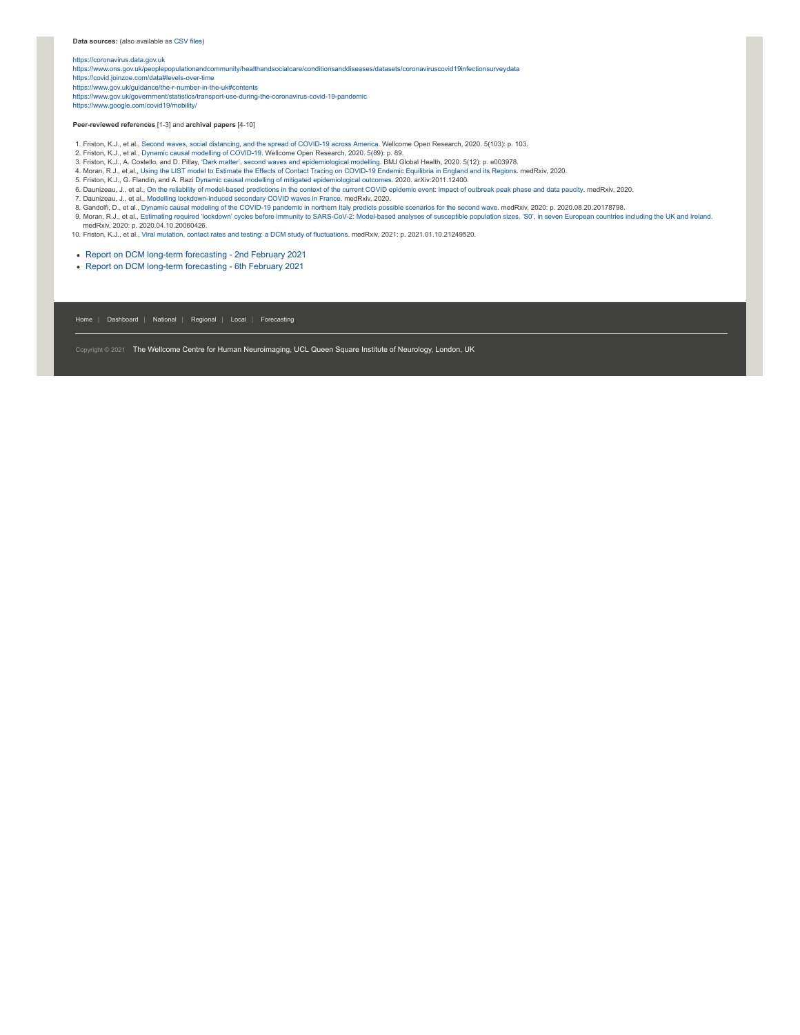**Data sources:** (also available as CSV files)

https://coronavirus.data.gov.uk
https://www.ons.gov.uk/peoplepopulationandcommunity/healthandsocialcare/conditionsanddiseases/datasets/coronaviruscovid19infectionsurveydata
https://covid.joinzoe.com/data#levels-over-time
https://www.gov.uk/guidance/the-r-number-in-the-uk#contents
https://www.gov.uk/government/statistics/transport-use-during-the-coronavirus-covid-19-pandemic
https://www.google.com/covid19/mobility/

**Peer-reviewed references** [1-3] and **archival papers** [4-10]

1. Friston, K.J., et al., Second waves, social distancing, and the spread of COVID-19 across America. Wellcome Open Research, 2020. 5(103): p. 103.
2. Friston, K.J., et al., Dynamic causal modelling of COVID-19. Wellcome Open Research, 2020. 5(89): p. 89.
3. Friston, K.J., A. Costello, and D. Pillay, 'Dark matter', second waves and epidemiological modelling. BMJ Global Health, 2020. 5(12): p. e003978.
4. Moran, R.J., et al., Using the LIST model to Estimate the Effects of Contact Tracing on COVID-19 Endemic Equilibria in England and its Regions. medRxiv, 2020.
5. Friston, K.J., G. Flandin, and A. Razi Dynamic causal modelling of mitigated epidemiological outcomes. 2020. arXiv:2011.12400.
6. Daunizeau, J., et al., On the reliability of model-based predictions in the context of the current COVID epidemic event: impact of outbreak peak phase and data paucity. medRxiv, 2020.
7. Daunizeau, J., et al., Modelling lockdown-induced secondary COVID waves in France. medRxiv, 2020.
8. Gandolfi, D., et al., Dynamic causal modeling of the COVID-19 pandemic in northern Italy predicts possible scenarios for the second wave. medRxiv, 2020: p. 2020.08.20.20178798.
9. Moran, R.J., et al., Estimating required 'lockdown' cycles before immunity to SARS-CoV-2: Model-based analyses of susceptible population sizes, 'S0', in seven European countries including the UK and Ireland. medRxiv, 2020: p. 2020.04.10.20060426.
10. Friston, K.J., et al., Viral mutation, contact rates and testing: a DCM study of fluctuations. medRxiv, 2021: p. 2021.01.10.21249520.

- Report on DCM long-term forecasting - 2nd February 2021
- Report on DCM long-term forecasting - 6th February 2021

Home | Dashboard | National | Regional | Local | Forecasting

Copyright © 2021 The Wellcome Centre for Human Neuroimaging, UCL Queen Square Institute of Neurology, London, UK